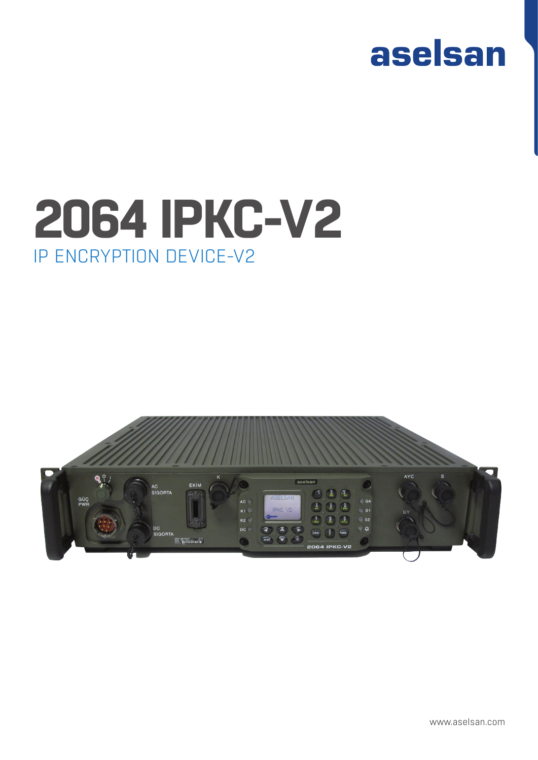aselsan

# 2064 IPKC-V2

## IP ENCRYPTION DEVICE-V2

www.aselsan.com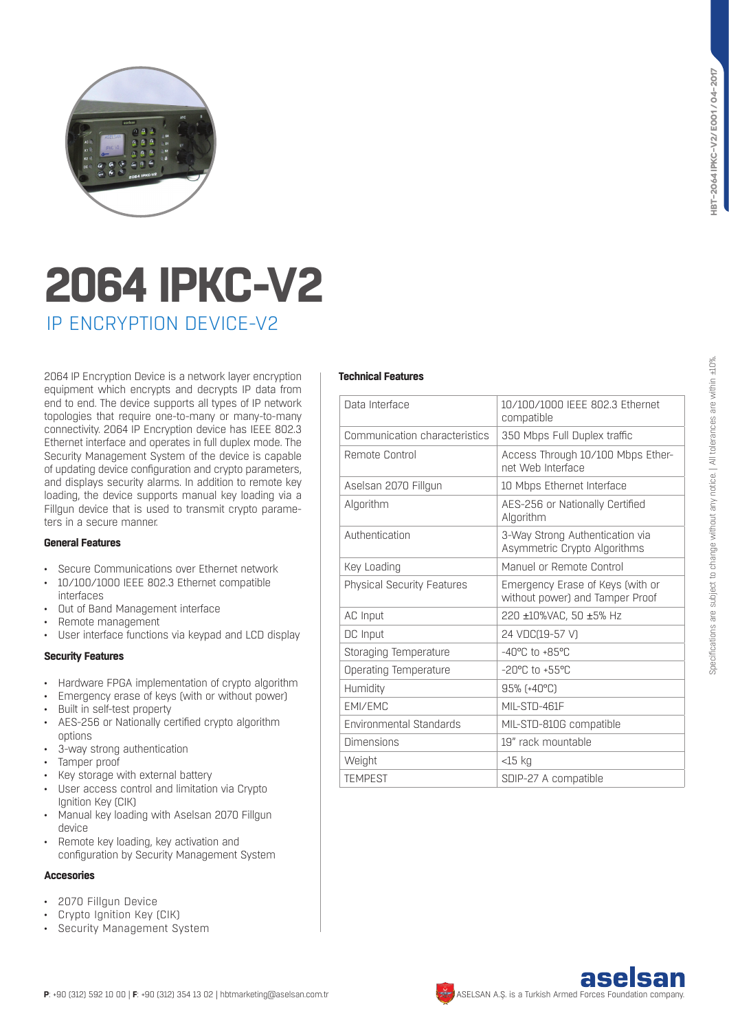# 2064 IPKC-V2

## IP ENCRYPTION DEVICE-V2

2064 IP Encryption Device is a network layer encryption equipment which encrypts and decrypts IP data from end to end. The device supports all types of IP network topologies that require one-to-many or many-to-many connectivity. 2064 IP Encryption device has IEEE 802.3 Ethernet interface and operates in full duplex mode. The Security Management System of the device is capable of updating device configuration and crypto parameters, and displays security alarms. In addition to remote key loading, the device supports manual key loading via a Fillgun device that is used to transmit crypto parameters in a secure manner.

### General Features

- Secure Communications over Ethernet network
- 10/100/1000 IEEE 802.3 Ethernet compatible interfaces
- Out of Band Management interface
- Remote management
- User interface functions via keypad and LCD display

### Security Features

- Hardware FPGA implementation of crypto algorithm
- Emergency erase of keys (with or without power)
- Built in self-test property
- AES-256 or Nationally certified crypto algorithm options
- 3-way strong authentication
- Tamper proof
- Key storage with external battery
- User access control and limitation via Crypto Ignition Key (CIK)
- Manual key loading with Aselsan 2070 Fillgun device
- Remote key loading, key activation and configuration by Security Management System

### Accesories

- 2070 Fillgun Device
- Crypto Ignition Key (CIK)
- Security Management System

### Technical Features

| | |
|---|---|
| Data Interface | 10/100/1000 IEEE 802.3 Ethernet compatible |
| Communication characteristics | 350 Mbps Full Duplex traffic |
| Remote Control | Access Through 10/100 Mbps Ethernet Web Interface |
| Aselsan 2070 Fillgun | 10 Mbps Ethernet Interface |
| Algorithm | AES-256 or Nationally Certified Algorithm |
| Authentication | 3-Way Strong Authentication via Asymmetric Crypto Algorithms |
| Key Loading | Manuel or Remote Control |
| Physical Security Features | Emergency Erase of Keys (with or without power) and Tamper Proof |
| AC Input | 220 ±10%VAC, 50 ±5% Hz |
| DC Input | 24 VDC(19-57 V) |
| Storaging Temperature | -40°C to +85°C |
| Operating Temperature | -20°C to +55°C |
| Humidity | 95% (+40°C) |
| EMI/EMC | MIL-STD-461F |
| Environmental Standards | MIL-STD-810G compatible |
| Dimensions | 19" rack mountable |
| Weight | <15 kg |
| TEMPEST | SDIP-27 A compatible |

Specifications are subject to change without any notice. | All tolerances are within ±10%.

**P**: +90 (312) 592 10 00 | **F**: +90 (312) 354 13 02 | hbtmarketing@aselsan.com.tr

aselsan

ASELSAN A.Ş. is a Turkish Armed Forces Foundation company.